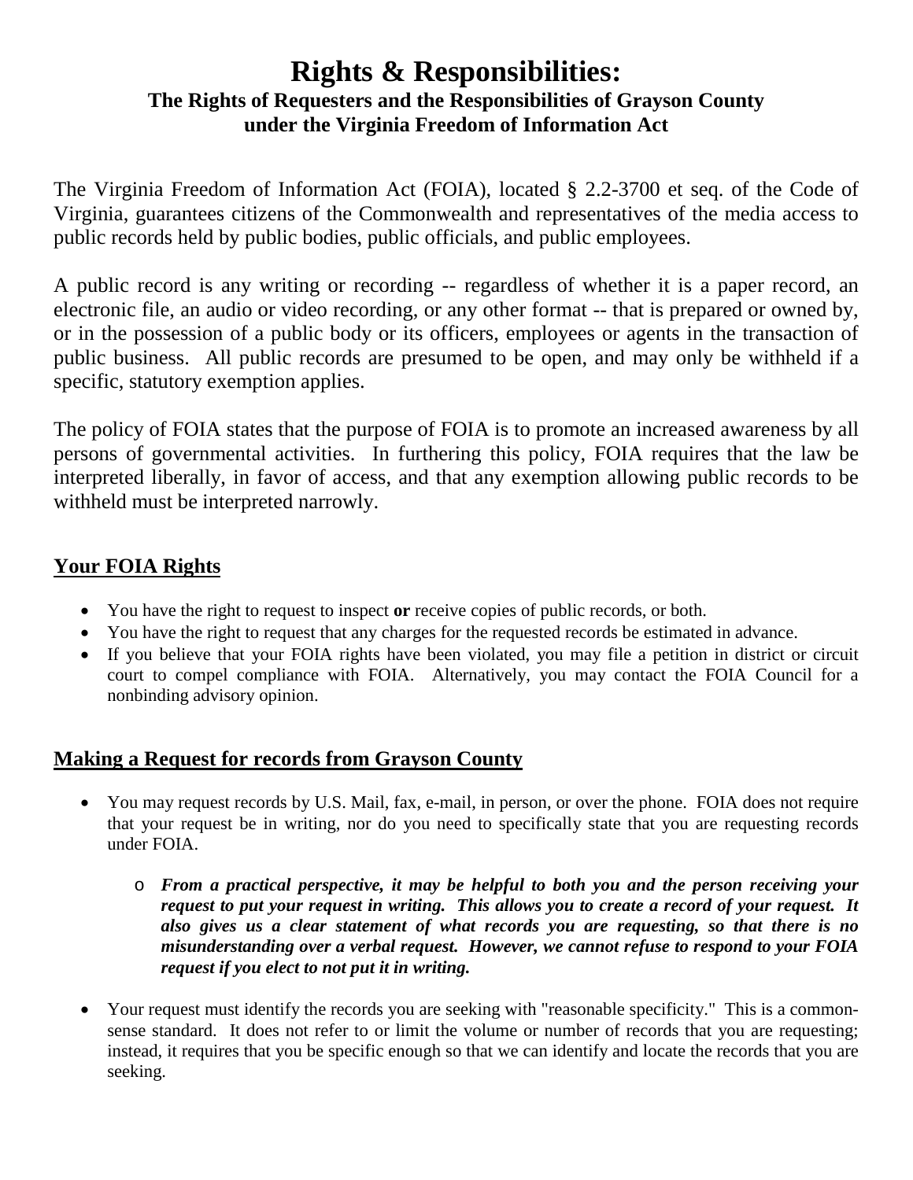# Rights & Responsibilities:

**The Rights of Requesters and the Responsibilities of Grayson County under the Virginia Freedom of Information Act**

The Virginia Freedom of Information Act (FOIA), located § 2.2-3700 et seq. of the Code of Virginia, guarantees citizens of the Commonwealth and representatives of the media access to public records held by public bodies, public officials, and public employees.

A public record is any writing or recording -- regardless of whether it is a paper record, an electronic file, an audio or video recording, or any other format -- that is prepared or owned by, or in the possession of a public body or its officers, employees or agents in the transaction of public business. All public records are presumed to be open, and may only be withheld if a specific, statutory exemption applies.

The policy of FOIA states that the purpose of FOIA is to promote an increased awareness by all persons of governmental activities. In furthering this policy, FOIA requires that the law be interpreted liberally, in favor of access, and that any exemption allowing public records to be withheld must be interpreted narrowly.

## Your FOIA Rights

- You have the right to request to inspect **or** receive copies of public records, or both.
- You have the right to request that any charges for the requested records be estimated in advance.
- If you believe that your FOIA rights have been violated, you may file a petition in district or circuit court to compel compliance with FOIA. Alternatively, you may contact the FOIA Council for a nonbinding advisory opinion.

## Making a Request for records from Grayson County

- You may request records by U.S. Mail, fax, e-mail, in person, or over the phone. FOIA does not require that your request be in writing, nor do you need to specifically state that you are requesting records under FOIA.
  - ***From a practical perspective, it may be helpful to both you and the person receiving your request to put your request in writing. This allows you to create a record of your request. It also gives us a clear statement of what records you are requesting, so that there is no misunderstanding over a verbal request. However, we cannot refuse to respond to your FOIA request if you elect to not put it in writing.***
- Your request must identify the records you are seeking with "reasonable specificity." This is a common-sense standard. It does not refer to or limit the volume or number of records that you are requesting; instead, it requires that you be specific enough so that we can identify and locate the records that you are seeking.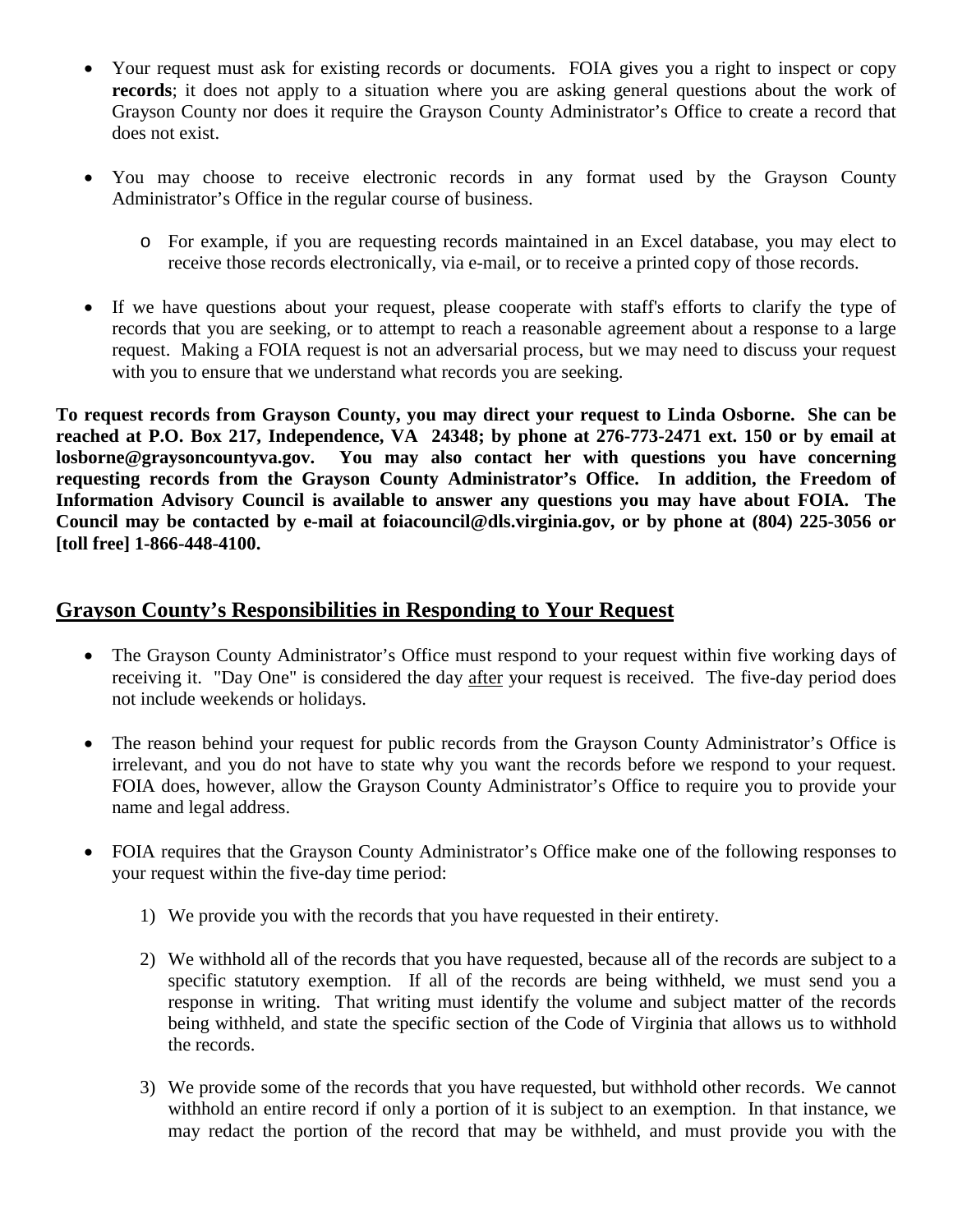- Your request must ask for existing records or documents. FOIA gives you a right to inspect or copy **records**; it does not apply to a situation where you are asking general questions about the work of Grayson County nor does it require the Grayson County Administrator's Office to create a record that does not exist.

- You may choose to receive electronic records in any format used by the Grayson County Administrator's Office in the regular course of business.

  - For example, if you are requesting records maintained in an Excel database, you may elect to receive those records electronically, via e-mail, or to receive a printed copy of those records.

- If we have questions about your request, please cooperate with staff's efforts to clarify the type of records that you are seeking, or to attempt to reach a reasonable agreement about a response to a large request. Making a FOIA request is not an adversarial process, but we may need to discuss your request with you to ensure that we understand what records you are seeking.

**To request records from Grayson County, you may direct your request to Linda Osborne. She can be reached at P.O. Box 217, Independence, VA 24348; by phone at 276-773-2471 ext. 150 or by email at losborne@graysoncountyva.gov. You may also contact her with questions you have concerning requesting records from the Grayson County Administrator's Office. In addition, the Freedom of Information Advisory Council is available to answer any questions you may have about FOIA. The Council may be contacted by e-mail at foiacouncil@dls.virginia.gov, or by phone at (804) 225-3056 or [toll free] 1-866-448-4100.**

## Grayson County's Responsibilities in Responding to Your Request

- The Grayson County Administrator's Office must respond to your request within five working days of receiving it. "Day One" is considered the day after your request is received. The five-day period does not include weekends or holidays.

- The reason behind your request for public records from the Grayson County Administrator's Office is irrelevant, and you do not have to state why you want the records before we respond to your request. FOIA does, however, allow the Grayson County Administrator's Office to require you to provide your name and legal address.

- FOIA requires that the Grayson County Administrator's Office make one of the following responses to your request within the five-day time period:

  1) We provide you with the records that you have requested in their entirety.

  2) We withhold all of the records that you have requested, because all of the records are subject to a specific statutory exemption. If all of the records are being withheld, we must send you a response in writing. That writing must identify the volume and subject matter of the records being withheld, and state the specific section of the Code of Virginia that allows us to withhold the records.

  3) We provide some of the records that you have requested, but withhold other records. We cannot withhold an entire record if only a portion of it is subject to an exemption. In that instance, we may redact the portion of the record that may be withheld, and must provide you with the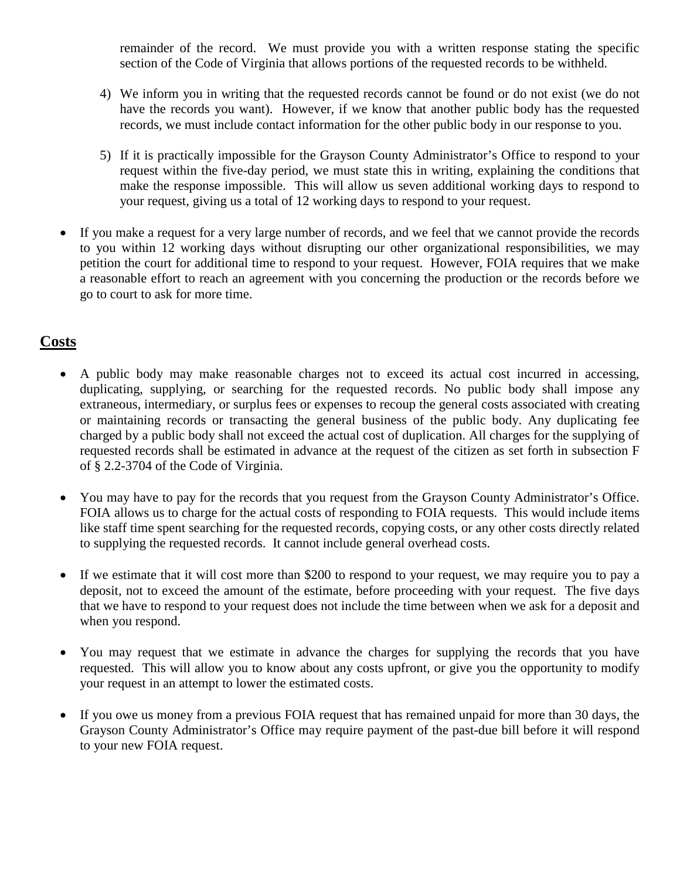remainder of the record. We must provide you with a written response stating the specific section of the Code of Virginia that allows portions of the requested records to be withheld.

4) We inform you in writing that the requested records cannot be found or do not exist (we do not have the records you want). However, if we know that another public body has the requested records, we must include contact information for the other public body in our response to you.

5) If it is practically impossible for the Grayson County Administrator's Office to respond to your request within the five-day period, we must state this in writing, explaining the conditions that make the response impossible. This will allow us seven additional working days to respond to your request, giving us a total of 12 working days to respond to your request.

- If you make a request for a very large number of records, and we feel that we cannot provide the records to you within 12 working days without disrupting our other organizational responsibilities, we may petition the court for additional time to respond to your request. However, FOIA requires that we make a reasonable effort to reach an agreement with you concerning the production or the records before we go to court to ask for more time.

## Costs

- A public body may make reasonable charges not to exceed its actual cost incurred in accessing, duplicating, supplying, or searching for the requested records. No public body shall impose any extraneous, intermediary, or surplus fees or expenses to recoup the general costs associated with creating or maintaining records or transacting the general business of the public body. Any duplicating fee charged by a public body shall not exceed the actual cost of duplication. All charges for the supplying of requested records shall be estimated in advance at the request of the citizen as set forth in subsection F of § 2.2-3704 of the Code of Virginia.

- You may have to pay for the records that you request from the Grayson County Administrator's Office. FOIA allows us to charge for the actual costs of responding to FOIA requests. This would include items like staff time spent searching for the requested records, copying costs, or any other costs directly related to supplying the requested records. It cannot include general overhead costs.

- If we estimate that it will cost more than $200 to respond to your request, we may require you to pay a deposit, not to exceed the amount of the estimate, before proceeding with your request. The five days that we have to respond to your request does not include the time between when we ask for a deposit and when you respond.

- You may request that we estimate in advance the charges for supplying the records that you have requested. This will allow you to know about any costs upfront, or give you the opportunity to modify your request in an attempt to lower the estimated costs.

- If you owe us money from a previous FOIA request that has remained unpaid for more than 30 days, the Grayson County Administrator's Office may require payment of the past-due bill before it will respond to your new FOIA request.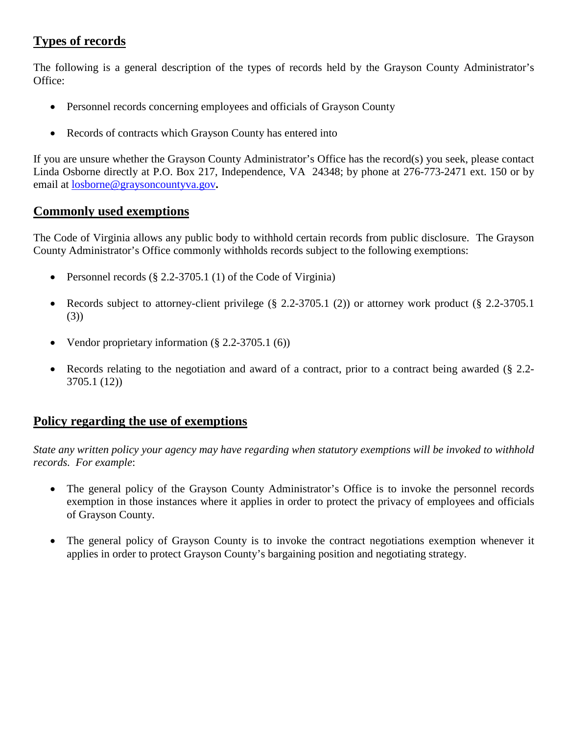## Types of records

The following is a general description of the types of records held by the Grayson County Administrator's Office:

- Personnel records concerning employees and officials of Grayson County
- Records of contracts which Grayson County has entered into

If you are unsure whether the Grayson County Administrator's Office has the record(s) you seek, please contact Linda Osborne directly at P.O. Box 217, Independence, VA 24348; by phone at 276-773-2471 ext. 150 or by email at losborne@graysoncountyva.gov**.**

## Commonly used exemptions

The Code of Virginia allows any public body to withhold certain records from public disclosure. The Grayson County Administrator's Office commonly withholds records subject to the following exemptions:

- Personnel records (§ 2.2-3705.1 (1) of the Code of Virginia)
- Records subject to attorney-client privilege (§ 2.2-3705.1 (2)) or attorney work product (§ 2.2-3705.1 (3))
- Vendor proprietary information (§ 2.2-3705.1 (6))
- Records relating to the negotiation and award of a contract, prior to a contract being awarded (§ 2.2-3705.1 (12))

## Policy regarding the use of exemptions

*State any written policy your agency may have regarding when statutory exemptions will be invoked to withhold records. For example*:

- The general policy of the Grayson County Administrator's Office is to invoke the personnel records exemption in those instances where it applies in order to protect the privacy of employees and officials of Grayson County.
- The general policy of Grayson County is to invoke the contract negotiations exemption whenever it applies in order to protect Grayson County's bargaining position and negotiating strategy.